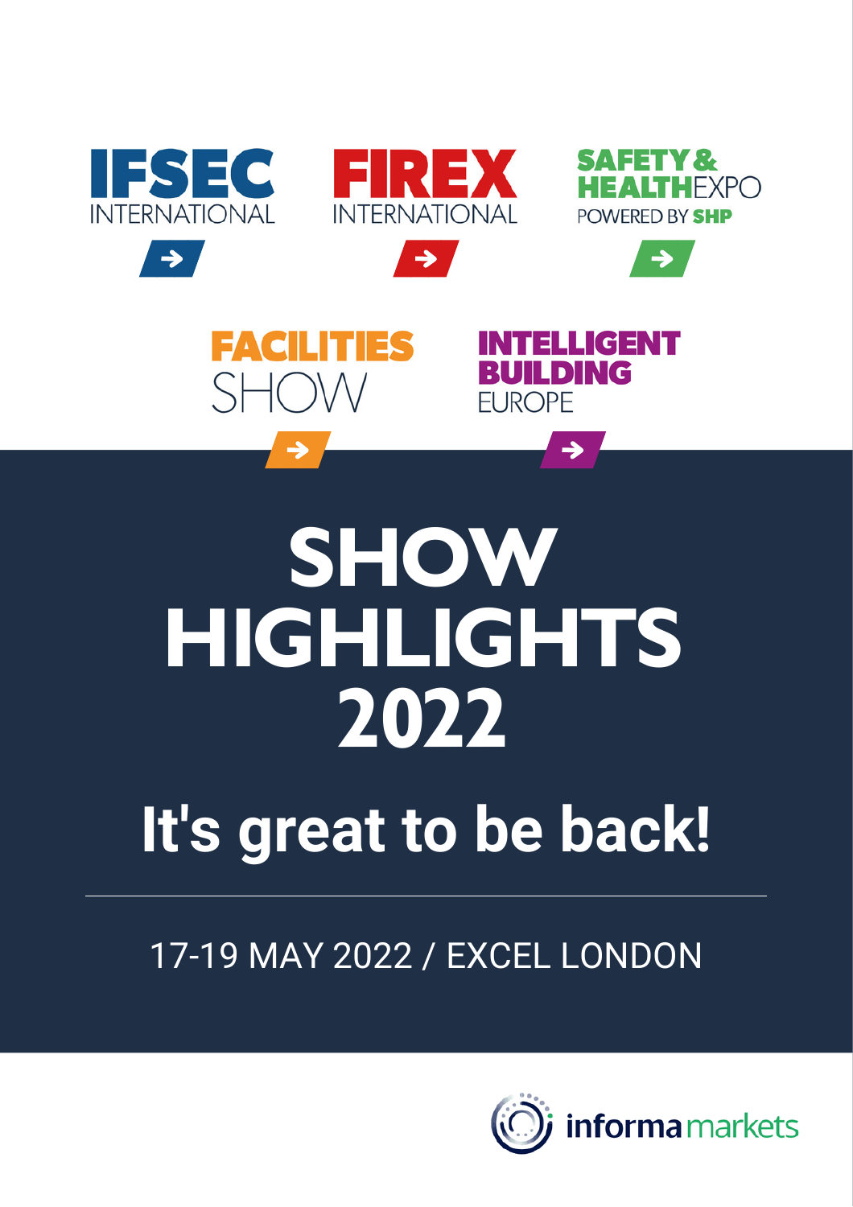IFSEC INTERNATIONAL

FIREX INTERNATIONAL

SAFETY & HEALTH EXPO POWERED BY SHP

FACILITIES SHOW

INTELLIGENT BUILDING EUROPE

# SHOW HIGHLIGHTS 2022

## It's great to be back!

---

17-19 MAY 2022 / EXCEL LONDON

informa markets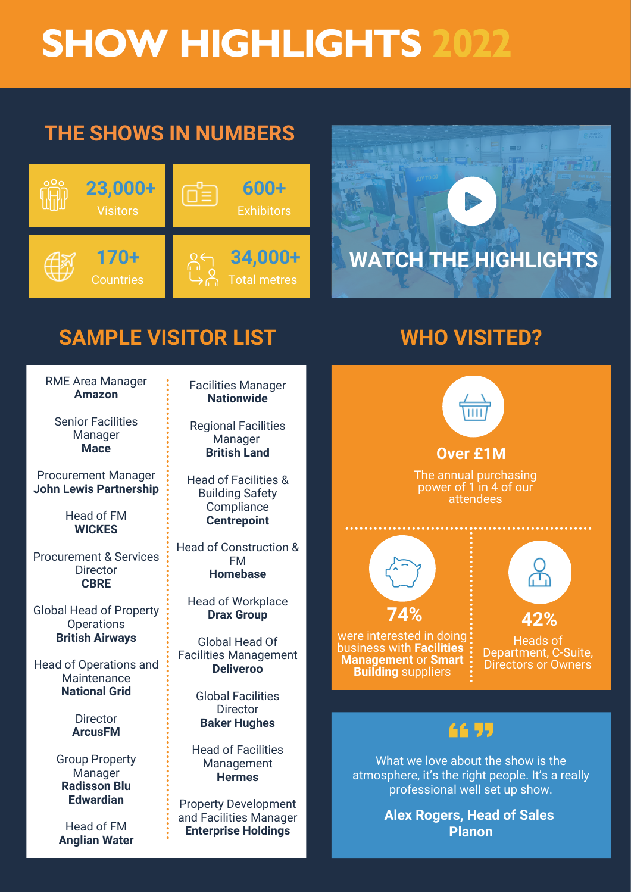# SHOW HIGHLIGHTS 2022

## THE SHOWS IN NUMBERS

**23,000+**
Visitors

**600+**
Exhibitors

**170+**
Countries

**34,000+**
Total metres

WATCH THE HIGHLIGHTS

## SAMPLE VISITOR LIST

RME Area Manager
**Amazon**

Senior Facilities Manager
**Mace**

Procurement Manager
**John Lewis Partnership**

Head of FM
**WICKES**

Procurement & Services Director
**CBRE**

Global Head of Property Operations
**British Airways**

Head of Operations and Maintenance
**National Grid**

Director
**ArcusFM**

Group Property Manager
**Radisson Blu Edwardian**

Head of FM
**Anglian Water**

Facilities Manager
**Nationwide**

Regional Facilities Manager
**British Land**

Head of Facilities & Building Safety Compliance
**Centrepoint**

Head of Construction & FM
**Homebase**

Head of Workplace
**Drax Group**

Global Head Of Facilities Management
**Deliveroo**

Global Facilities Director
**Baker Hughes**

Head of Facilities Management
**Hermes**

Property Development and Facilities Manager
**Enterprise Holdings**

## WHO VISITED?

**Over £1M**
The annual purchasing power of 1 in 4 of our attendees

**74%**
were interested in doing business with **Facilities Management** or **Smart Building** suppliers

**42%**
Heads of Department, C-Suite, Directors or Owners

"What we love about the show is the atmosphere, it's the right people. It's a really professional well set up show."

**Alex Rogers, Head of Sales**
**Planon**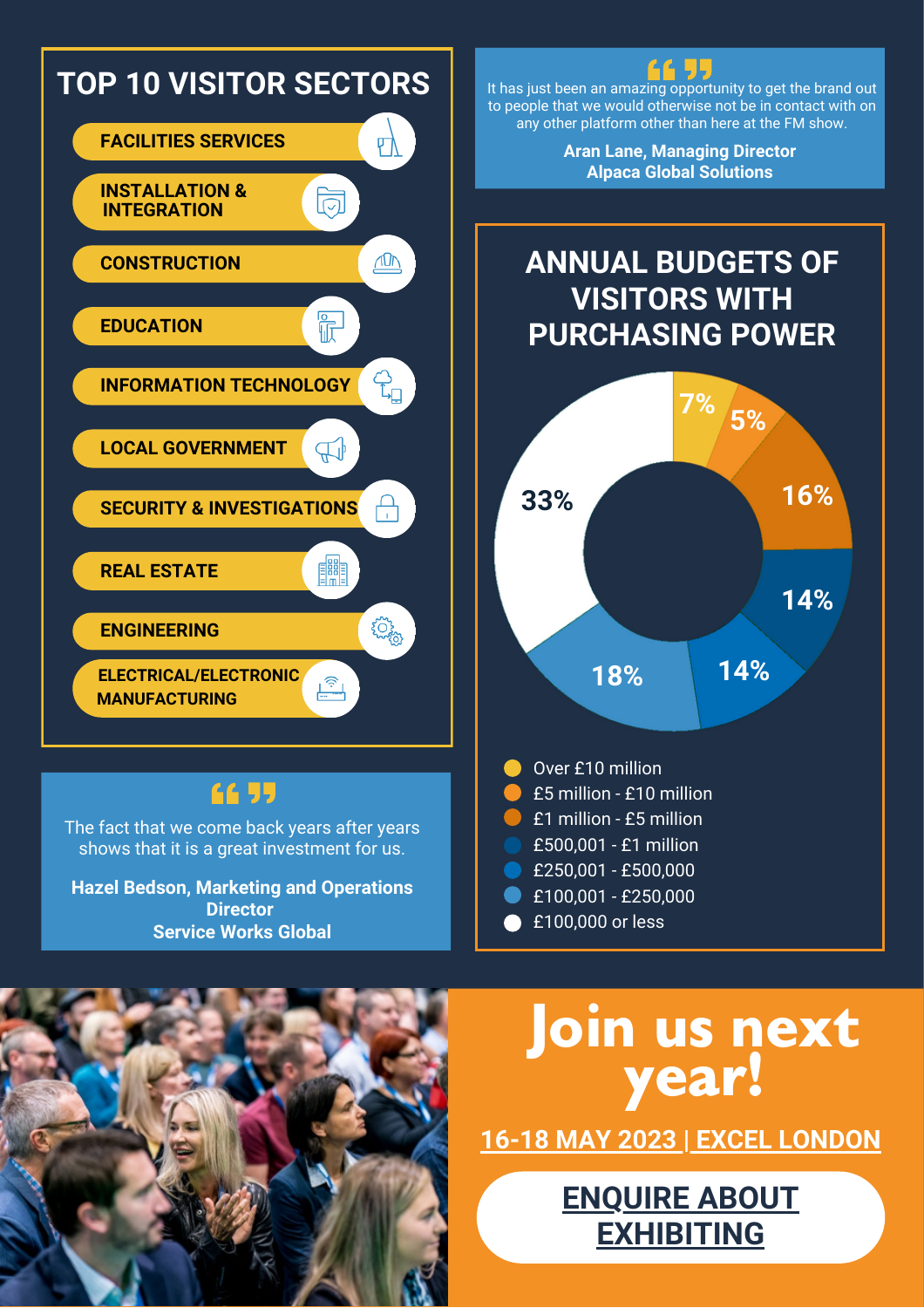## TOP 10 VISITOR SECTORS

- FACILITIES SERVICES
- INSTALLATION & INTEGRATION
- CONSTRUCTION
- EDUCATION
- INFORMATION TECHNOLOGY
- LOCAL GOVERNMENT
- SECURITY & INVESTIGATIONS
- REAL ESTATE
- ENGINEERING
- ELECTRICAL/ELECTRONIC MANUFACTURING

> It has just been an amazing opportunity to get the brand out to people that we would otherwise not be in contact with on any other platform other than here at the FM show.
>
> **Aran Lane, Managing Director**
> **Alpaca Global Solutions**

## ANNUAL BUDGETS OF VISITORS WITH PURCHASING POWER

7%
5%
16%
14%
14%
18%
33%

- Over £10 million
- £5 million - £10 million
- £1 million - £5 million
- £500,001 - £1 million
- £250,001 - £500,000
- £100,001 - £250,000
- £100,000 or less

> The fact that we come back years after years shows that it is a great investment for us.
>
> **Hazel Bedson, Marketing and Operations Director**
> **Service Works Global**

# Join us next year!

**16-18 MAY 2023 | EXCEL LONDON**

**ENQUIRE ABOUT EXHIBITING**